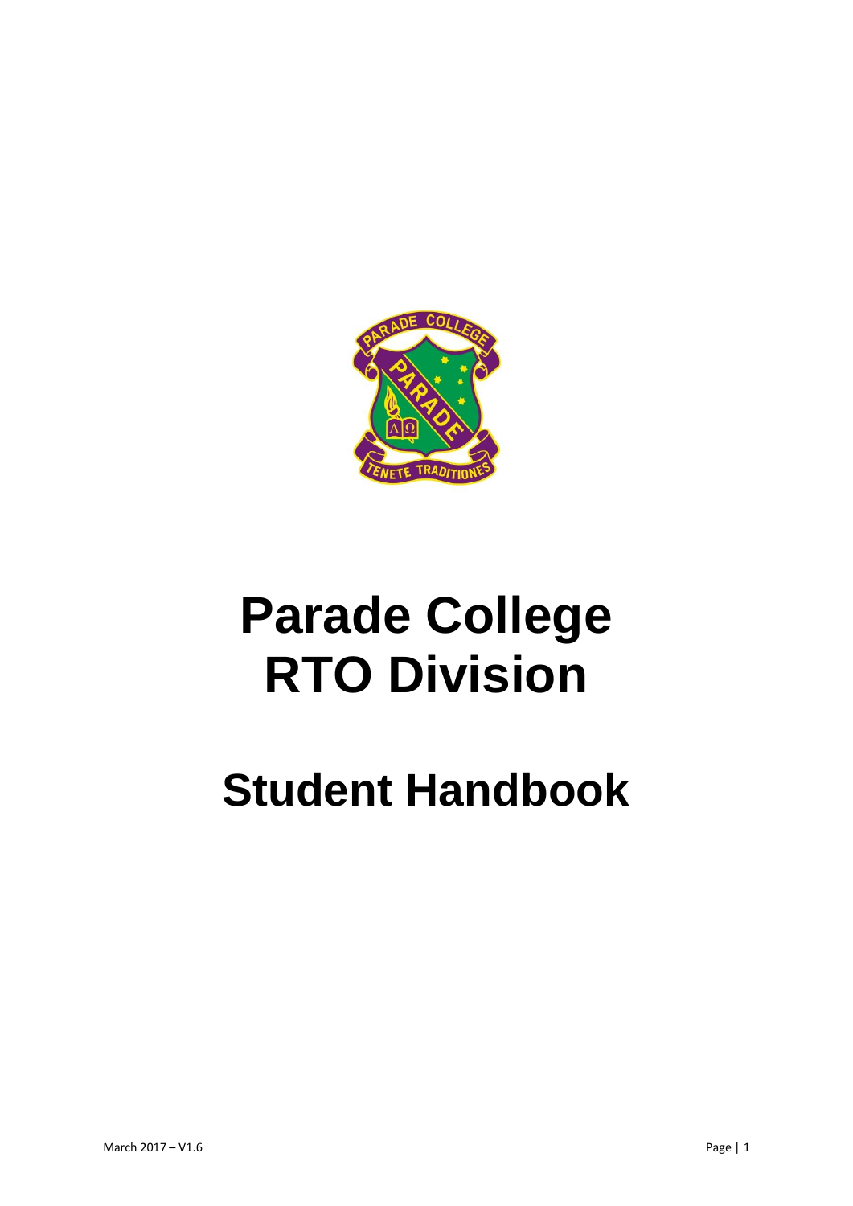# Parade College RTO Division

# Student Handbook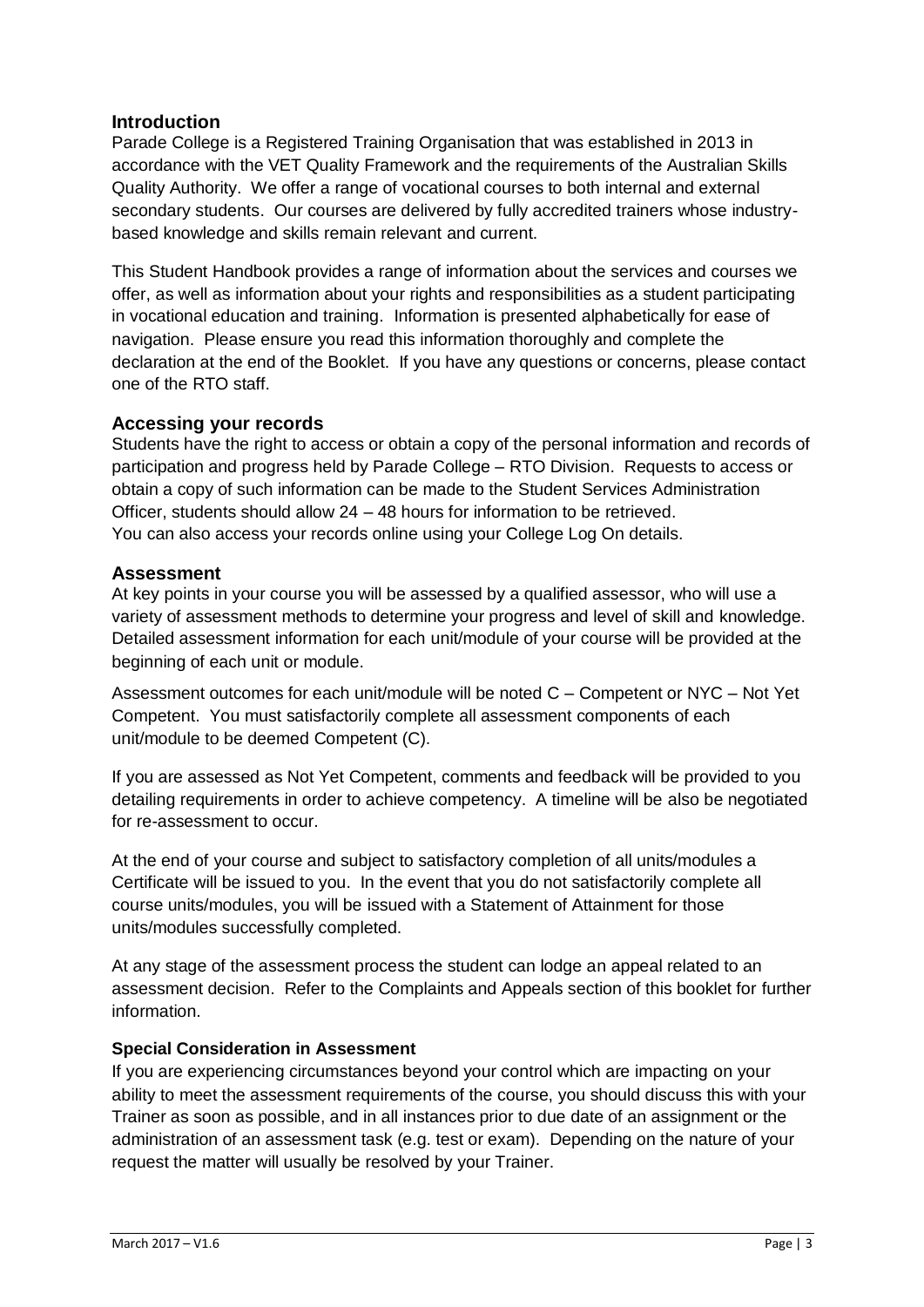## Introduction

Parade College is a Registered Training Organisation that was established in 2013 in accordance with the VET Quality Framework and the requirements of the Australian Skills Quality Authority. We offer a range of vocational courses to both internal and external secondary students. Our courses are delivered by fully accredited trainers whose industry-based knowledge and skills remain relevant and current.

This Student Handbook provides a range of information about the services and courses we offer, as well as information about your rights and responsibilities as a student participating in vocational education and training. Information is presented alphabetically for ease of navigation. Please ensure you read this information thoroughly and complete the declaration at the end of the Booklet. If you have any questions or concerns, please contact one of the RTO staff.

## Accessing your records

Students have the right to access or obtain a copy of the personal information and records of participation and progress held by Parade College – RTO Division. Requests to access or obtain a copy of such information can be made to the Student Services Administration Officer, students should allow 24 – 48 hours for information to be retrieved.
You can also access your records online using your College Log On details.

## Assessment

At key points in your course you will be assessed by a qualified assessor, who will use a variety of assessment methods to determine your progress and level of skill and knowledge. Detailed assessment information for each unit/module of your course will be provided at the beginning of each unit or module.

Assessment outcomes for each unit/module will be noted C – Competent or NYC – Not Yet Competent. You must satisfactorily complete all assessment components of each unit/module to be deemed Competent (C).

If you are assessed as Not Yet Competent, comments and feedback will be provided to you detailing requirements in order to achieve competency. A timeline will be also be negotiated for re-assessment to occur.

At the end of your course and subject to satisfactory completion of all units/modules a Certificate will be issued to you. In the event that you do not satisfactorily complete all course units/modules, you will be issued with a Statement of Attainment for those units/modules successfully completed.

At any stage of the assessment process the student can lodge an appeal related to an assessment decision. Refer to the Complaints and Appeals section of this booklet for further information.

### Special Consideration in Assessment

If you are experiencing circumstances beyond your control which are impacting on your ability to meet the assessment requirements of the course, you should discuss this with your Trainer as soon as possible, and in all instances prior to due date of an assignment or the administration of an assessment task (e.g. test or exam). Depending on the nature of your request the matter will usually be resolved by your Trainer.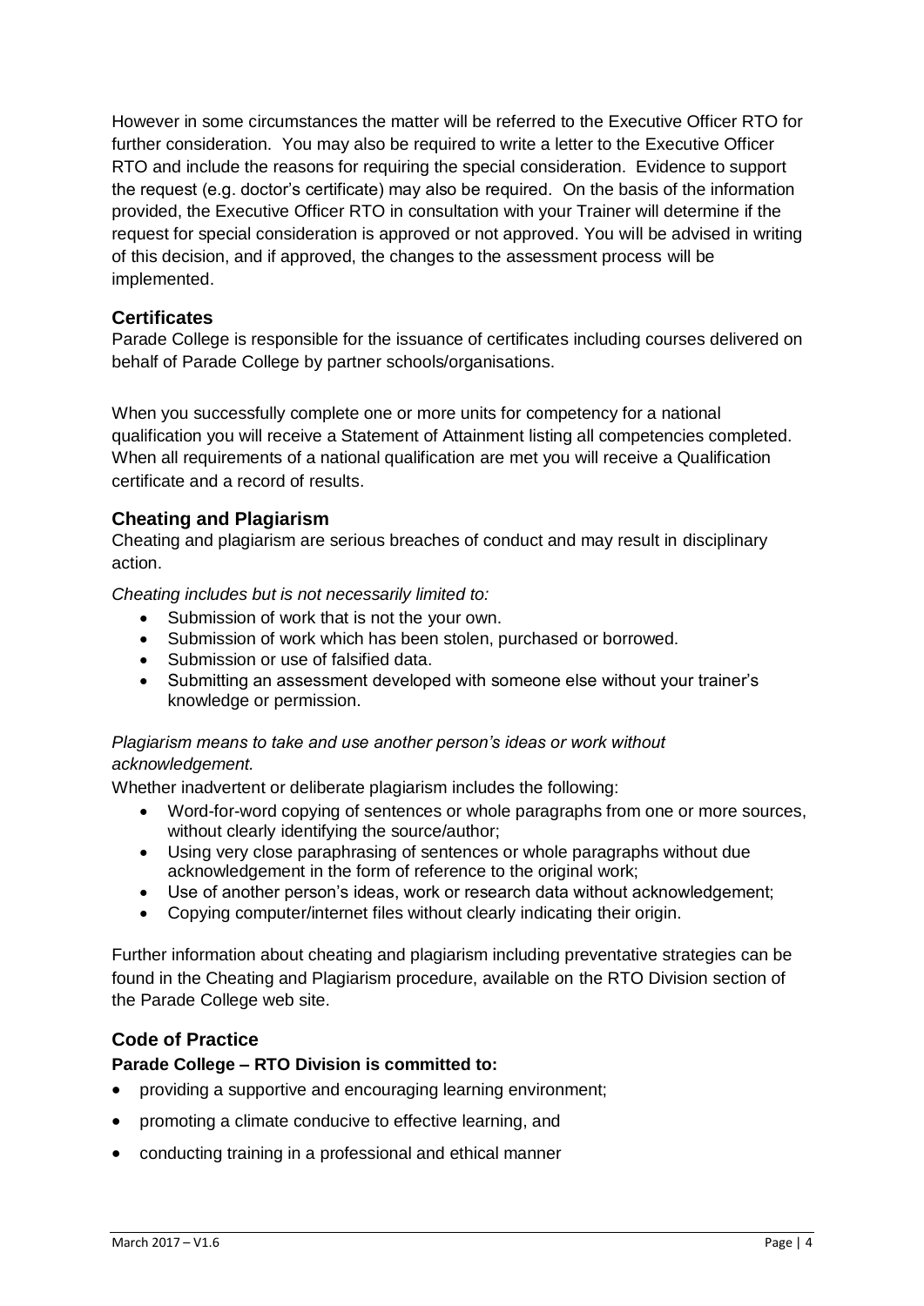However in some circumstances the matter will be referred to the Executive Officer RTO for further consideration. You may also be required to write a letter to the Executive Officer RTO and include the reasons for requiring the special consideration. Evidence to support the request (e.g. doctor's certificate) may also be required. On the basis of the information provided, the Executive Officer RTO in consultation with your Trainer will determine if the request for special consideration is approved or not approved. You will be advised in writing of this decision, and if approved, the changes to the assessment process will be implemented.

## Certificates

Parade College is responsible for the issuance of certificates including courses delivered on behalf of Parade College by partner schools/organisations.

When you successfully complete one or more units for competency for a national qualification you will receive a Statement of Attainment listing all competencies completed. When all requirements of a national qualification are met you will receive a Qualification certificate and a record of results.

## Cheating and Plagiarism

Cheating and plagiarism are serious breaches of conduct and may result in disciplinary action.

*Cheating includes but is not necessarily limited to:*

- Submission of work that is not the your own.
- Submission of work which has been stolen, purchased or borrowed.
- Submission or use of falsified data.
- Submitting an assessment developed with someone else without your trainer's knowledge or permission.

*Plagiarism means to take and use another person's ideas or work without acknowledgement.*

Whether inadvertent or deliberate plagiarism includes the following:

- Word-for-word copying of sentences or whole paragraphs from one or more sources, without clearly identifying the source/author;
- Using very close paraphrasing of sentences or whole paragraphs without due acknowledgement in the form of reference to the original work;
- Use of another person's ideas, work or research data without acknowledgement;
- Copying computer/internet files without clearly indicating their origin.

Further information about cheating and plagiarism including preventative strategies can be found in the Cheating and Plagiarism procedure, available on the RTO Division section of the Parade College web site.

## Code of Practice

**Parade College – RTO Division is committed to:**

- providing a supportive and encouraging learning environment;
- promoting a climate conducive to effective learning, and
- conducting training in a professional and ethical manner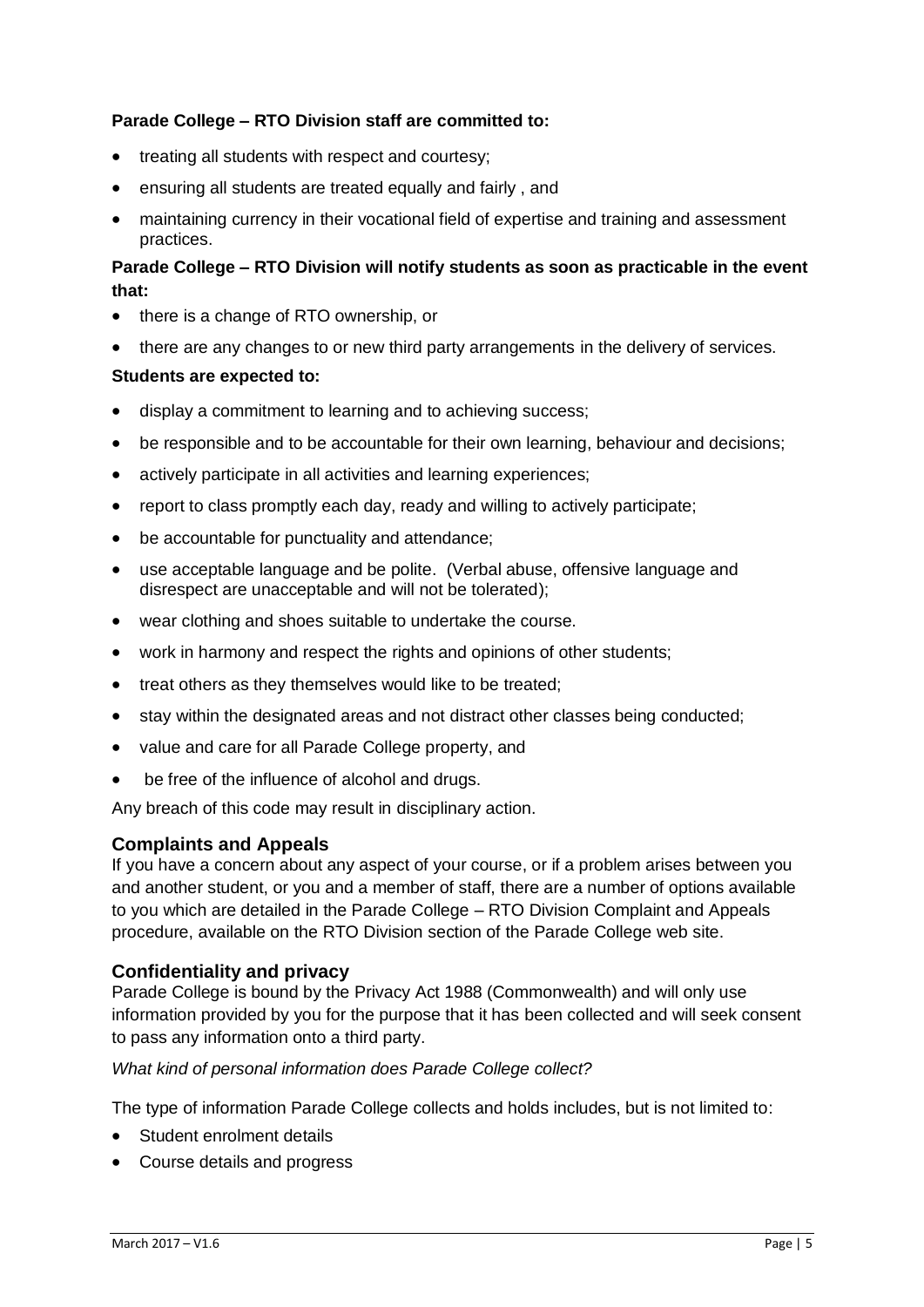**Parade College – RTO Division staff are committed to:**

- treating all students with respect and courtesy;
- ensuring all students are treated equally and fairly , and
- maintaining currency in their vocational field of expertise and training and assessment practices.

**Parade College – RTO Division will notify students as soon as practicable in the event that:**

- there is a change of RTO ownership, or
- there are any changes to or new third party arrangements in the delivery of services.

**Students are expected to:**

- display a commitment to learning and to achieving success;
- be responsible and to be accountable for their own learning, behaviour and decisions;
- actively participate in all activities and learning experiences;
- report to class promptly each day, ready and willing to actively participate;
- be accountable for punctuality and attendance;
- use acceptable language and be polite. (Verbal abuse, offensive language and disrespect are unacceptable and will not be tolerated);
- wear clothing and shoes suitable to undertake the course.
- work in harmony and respect the rights and opinions of other students;
- treat others as they themselves would like to be treated;
- stay within the designated areas and not distract other classes being conducted;
- value and care for all Parade College property, and
- be free of the influence of alcohol and drugs.

Any breach of this code may result in disciplinary action.

## Complaints and Appeals

If you have a concern about any aspect of your course, or if a problem arises between you and another student, or you and a member of staff, there are a number of options available to you which are detailed in the Parade College – RTO Division Complaint and Appeals procedure, available on the RTO Division section of the Parade College web site.

## Confidentiality and privacy

Parade College is bound by the Privacy Act 1988 (Commonwealth) and will only use information provided by you for the purpose that it has been collected and will seek consent to pass any information onto a third party.

*What kind of personal information does Parade College collect?*

The type of information Parade College collects and holds includes, but is not limited to:

- Student enrolment details
- Course details and progress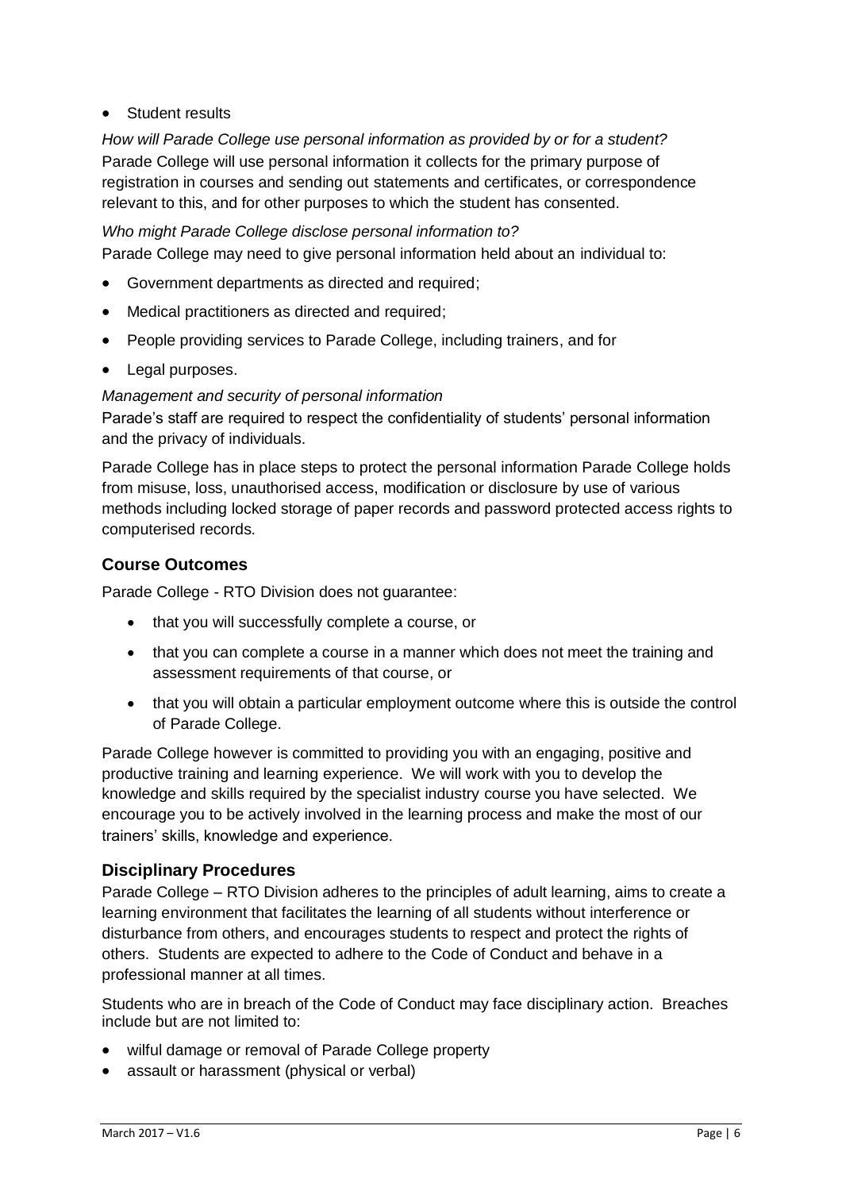- Student results

*How will Parade College use personal information as provided by or for a student?*
Parade College will use personal information it collects for the primary purpose of registration in courses and sending out statements and certificates, or correspondence relevant to this, and for other purposes to which the student has consented.

*Who might Parade College disclose personal information to?*
Parade College may need to give personal information held about an individual to:

- Government departments as directed and required;
- Medical practitioners as directed and required;
- People providing services to Parade College, including trainers, and for
- Legal purposes.

*Management and security of personal information*
Parade's staff are required to respect the confidentiality of students' personal information and the privacy of individuals.

Parade College has in place steps to protect the personal information Parade College holds from misuse, loss, unauthorised access, modification or disclosure by use of various methods including locked storage of paper records and password protected access rights to computerised records.

## Course Outcomes

Parade College - RTO Division does not guarantee:

- that you will successfully complete a course, or
- that you can complete a course in a manner which does not meet the training and assessment requirements of that course, or
- that you will obtain a particular employment outcome where this is outside the control of Parade College.

Parade College however is committed to providing you with an engaging, positive and productive training and learning experience. We will work with you to develop the knowledge and skills required by the specialist industry course you have selected. We encourage you to be actively involved in the learning process and make the most of our trainers' skills, knowledge and experience.

## Disciplinary Procedures

Parade College – RTO Division adheres to the principles of adult learning, aims to create a learning environment that facilitates the learning of all students without interference or disturbance from others, and encourages students to respect and protect the rights of others. Students are expected to adhere to the Code of Conduct and behave in a professional manner at all times.

Students who are in breach of the Code of Conduct may face disciplinary action. Breaches include but are not limited to:

- wilful damage or removal of Parade College property
- assault or harassment (physical or verbal)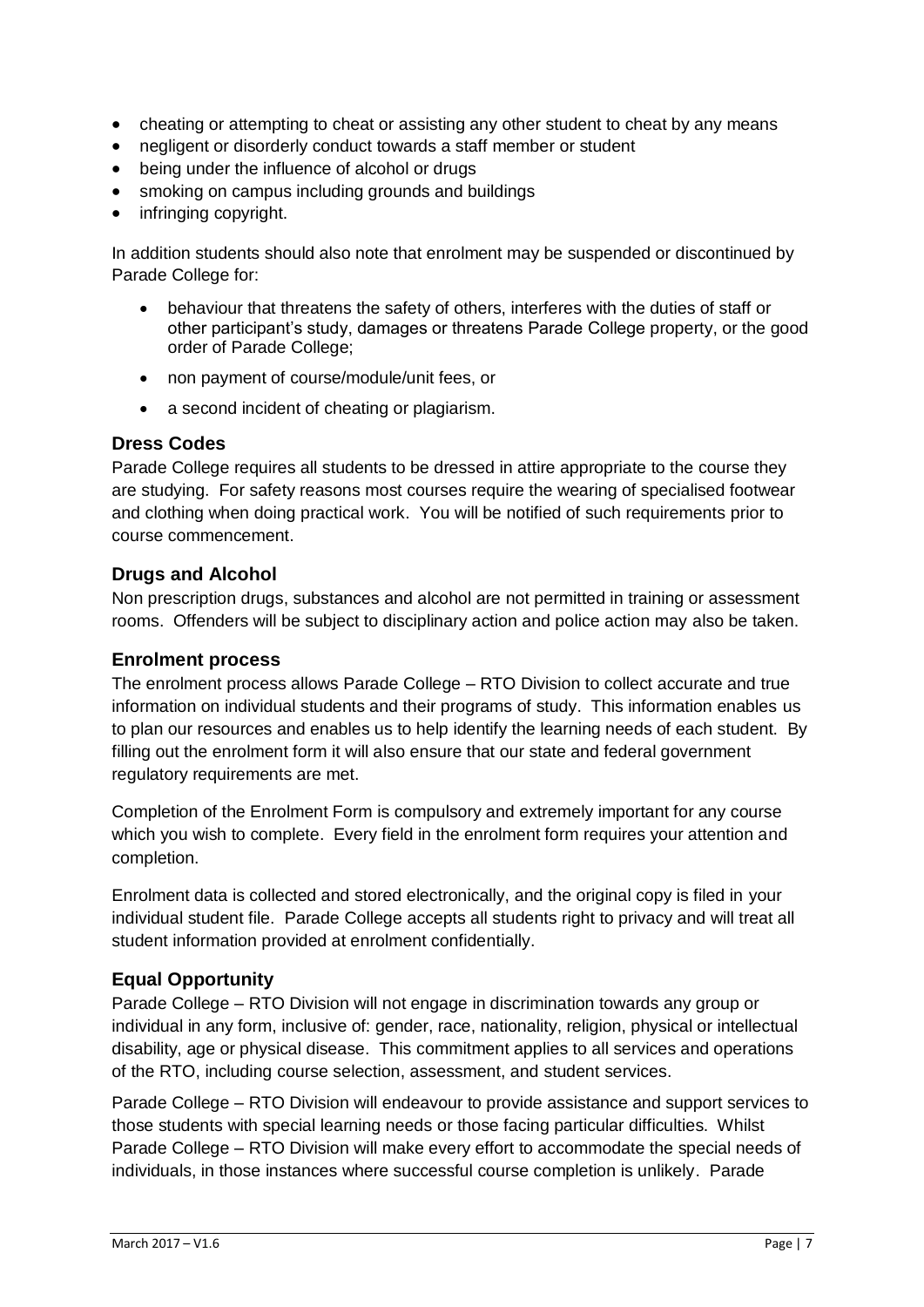- cheating or attempting to cheat or assisting any other student to cheat by any means
- negligent or disorderly conduct towards a staff member or student
- being under the influence of alcohol or drugs
- smoking on campus including grounds and buildings
- infringing copyright.

In addition students should also note that enrolment may be suspended or discontinued by Parade College for:

- behaviour that threatens the safety of others, interferes with the duties of staff or other participant's study, damages or threatens Parade College property, or the good order of Parade College;
- non payment of course/module/unit fees, or
- a second incident of cheating or plagiarism.

### Dress Codes

Parade College requires all students to be dressed in attire appropriate to the course they are studying. For safety reasons most courses require the wearing of specialised footwear and clothing when doing practical work. You will be notified of such requirements prior to course commencement.

### Drugs and Alcohol

Non prescription drugs, substances and alcohol are not permitted in training or assessment rooms. Offenders will be subject to disciplinary action and police action may also be taken.

### Enrolment process

The enrolment process allows Parade College – RTO Division to collect accurate and true information on individual students and their programs of study. This information enables us to plan our resources and enables us to help identify the learning needs of each student. By filling out the enrolment form it will also ensure that our state and federal government regulatory requirements are met.

Completion of the Enrolment Form is compulsory and extremely important for any course which you wish to complete. Every field in the enrolment form requires your attention and completion.

Enrolment data is collected and stored electronically, and the original copy is filed in your individual student file. Parade College accepts all students right to privacy and will treat all student information provided at enrolment confidentially.

### Equal Opportunity

Parade College – RTO Division will not engage in discrimination towards any group or individual in any form, inclusive of: gender, race, nationality, religion, physical or intellectual disability, age or physical disease. This commitment applies to all services and operations of the RTO, including course selection, assessment, and student services.

Parade College – RTO Division will endeavour to provide assistance and support services to those students with special learning needs or those facing particular difficulties. Whilst Parade College – RTO Division will make every effort to accommodate the special needs of individuals, in those instances where successful course completion is unlikely. Parade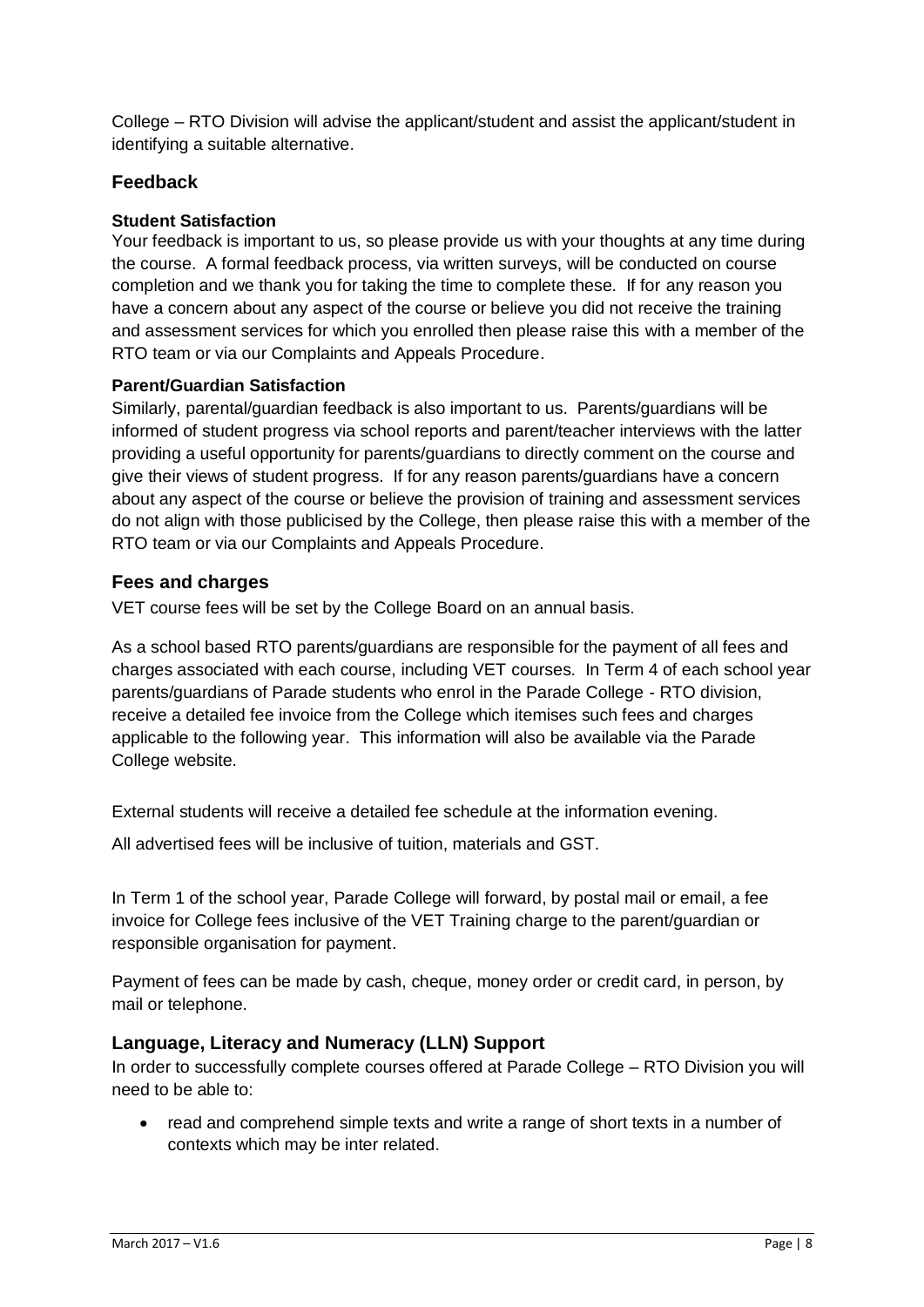College – RTO Division will advise the applicant/student and assist the applicant/student in identifying a suitable alternative.

## Feedback

### Student Satisfaction

Your feedback is important to us, so please provide us with your thoughts at any time during the course. A formal feedback process, via written surveys, will be conducted on course completion and we thank you for taking the time to complete these. If for any reason you have a concern about any aspect of the course or believe you did not receive the training and assessment services for which you enrolled then please raise this with a member of the RTO team or via our Complaints and Appeals Procedure.

### Parent/Guardian Satisfaction

Similarly, parental/guardian feedback is also important to us. Parents/guardians will be informed of student progress via school reports and parent/teacher interviews with the latter providing a useful opportunity for parents/guardians to directly comment on the course and give their views of student progress. If for any reason parents/guardians have a concern about any aspect of the course or believe the provision of training and assessment services do not align with those publicised by the College, then please raise this with a member of the RTO team or via our Complaints and Appeals Procedure.

## Fees and charges

VET course fees will be set by the College Board on an annual basis.

As a school based RTO parents/guardians are responsible for the payment of all fees and charges associated with each course, including VET courses. In Term 4 of each school year parents/guardians of Parade students who enrol in the Parade College - RTO division, receive a detailed fee invoice from the College which itemises such fees and charges applicable to the following year. This information will also be available via the Parade College website.

External students will receive a detailed fee schedule at the information evening.

All advertised fees will be inclusive of tuition, materials and GST.

In Term 1 of the school year, Parade College will forward, by postal mail or email, a fee invoice for College fees inclusive of the VET Training charge to the parent/guardian or responsible organisation for payment.

Payment of fees can be made by cash, cheque, money order or credit card, in person, by mail or telephone.

## Language, Literacy and Numeracy (LLN) Support

In order to successfully complete courses offered at Parade College – RTO Division you will need to be able to:

- read and comprehend simple texts and write a range of short texts in a number of contexts which may be inter related.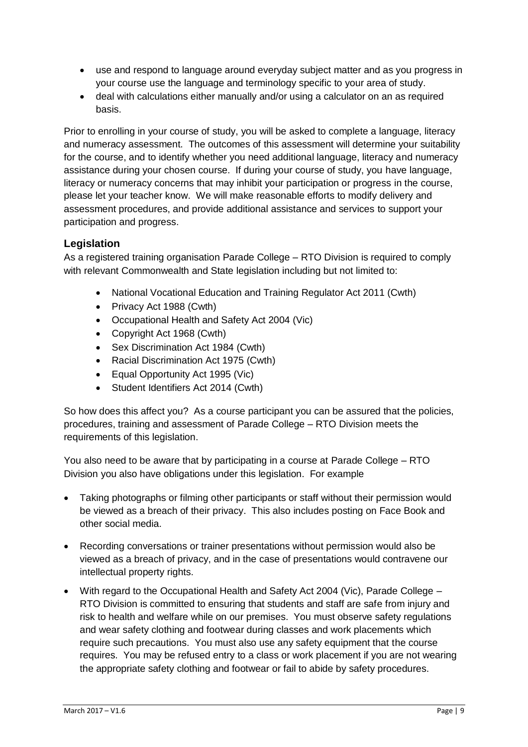- use and respond to language around everyday subject matter and as you progress in your course use the language and terminology specific to your area of study.
- deal with calculations either manually and/or using a calculator on an as required basis.

Prior to enrolling in your course of study, you will be asked to complete a language, literacy and numeracy assessment. The outcomes of this assessment will determine your suitability for the course, and to identify whether you need additional language, literacy and numeracy assistance during your chosen course. If during your course of study, you have language, literacy or numeracy concerns that may inhibit your participation or progress in the course, please let your teacher know. We will make reasonable efforts to modify delivery and assessment procedures, and provide additional assistance and services to support your participation and progress.

## Legislation

As a registered training organisation Parade College – RTO Division is required to comply with relevant Commonwealth and State legislation including but not limited to:

- National Vocational Education and Training Regulator Act 2011 (Cwth)
- Privacy Act 1988 (Cwth)
- Occupational Health and Safety Act 2004 (Vic)
- Copyright Act 1968 (Cwth)
- Sex Discrimination Act 1984 (Cwth)
- Racial Discrimination Act 1975 (Cwth)
- Equal Opportunity Act 1995 (Vic)
- Student Identifiers Act 2014 (Cwth)

So how does this affect you? As a course participant you can be assured that the policies, procedures, training and assessment of Parade College – RTO Division meets the requirements of this legislation.

You also need to be aware that by participating in a course at Parade College – RTO Division you also have obligations under this legislation. For example

- Taking photographs or filming other participants or staff without their permission would be viewed as a breach of their privacy. This also includes posting on Face Book and other social media.
- Recording conversations or trainer presentations without permission would also be viewed as a breach of privacy, and in the case of presentations would contravene our intellectual property rights.
- With regard to the Occupational Health and Safety Act 2004 (Vic), Parade College – RTO Division is committed to ensuring that students and staff are safe from injury and risk to health and welfare while on our premises. You must observe safety regulations and wear safety clothing and footwear during classes and work placements which require such precautions. You must also use any safety equipment that the course requires. You may be refused entry to a class or work placement if you are not wearing the appropriate safety clothing and footwear or fail to abide by safety procedures.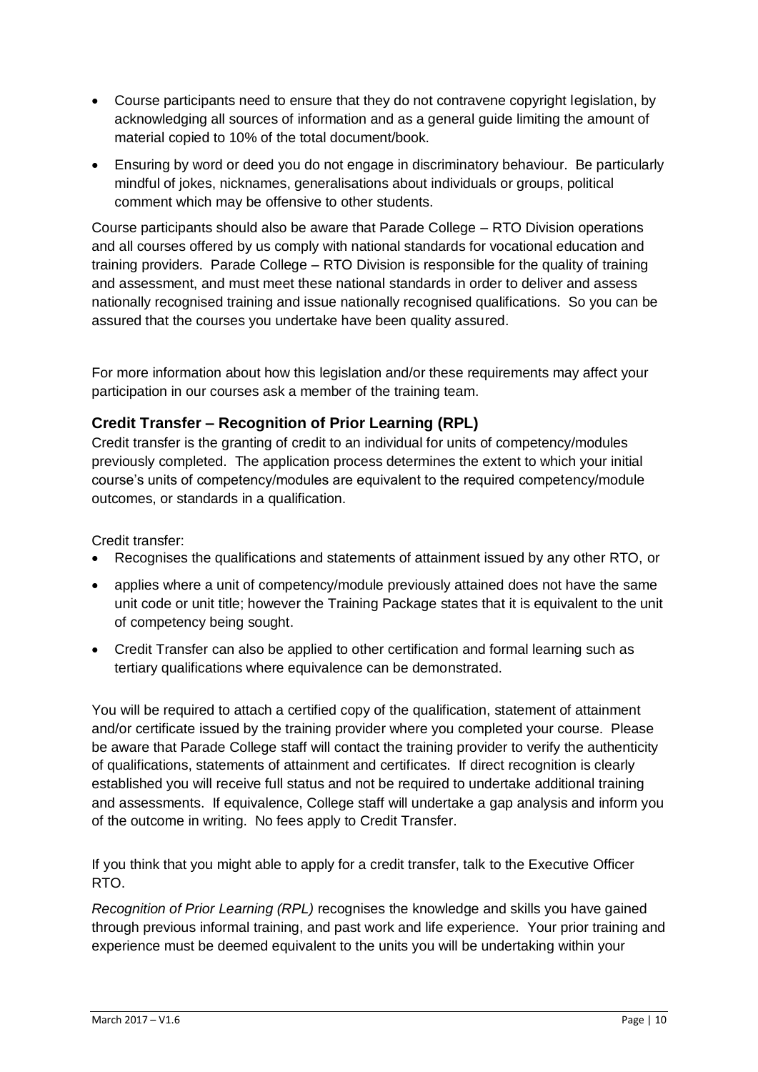- Course participants need to ensure that they do not contravene copyright legislation, by acknowledging all sources of information and as a general guide limiting the amount of material copied to 10% of the total document/book.
- Ensuring by word or deed you do not engage in discriminatory behaviour. Be particularly mindful of jokes, nicknames, generalisations about individuals or groups, political comment which may be offensive to other students.

Course participants should also be aware that Parade College – RTO Division operations and all courses offered by us comply with national standards for vocational education and training providers. Parade College – RTO Division is responsible for the quality of training and assessment, and must meet these national standards in order to deliver and assess nationally recognised training and issue nationally recognised qualifications. So you can be assured that the courses you undertake have been quality assured.

For more information about how this legislation and/or these requirements may affect your participation in our courses ask a member of the training team.

### Credit Transfer – Recognition of Prior Learning (RPL)

Credit transfer is the granting of credit to an individual for units of competency/modules previously completed. The application process determines the extent to which your initial course's units of competency/modules are equivalent to the required competency/module outcomes, or standards in a qualification.

Credit transfer:

- Recognises the qualifications and statements of attainment issued by any other RTO, or
- applies where a unit of competency/module previously attained does not have the same unit code or unit title; however the Training Package states that it is equivalent to the unit of competency being sought.
- Credit Transfer can also be applied to other certification and formal learning such as tertiary qualifications where equivalence can be demonstrated.

You will be required to attach a certified copy of the qualification, statement of attainment and/or certificate issued by the training provider where you completed your course. Please be aware that Parade College staff will contact the training provider to verify the authenticity of qualifications, statements of attainment and certificates. If direct recognition is clearly established you will receive full status and not be required to undertake additional training and assessments. If equivalence, College staff will undertake a gap analysis and inform you of the outcome in writing. No fees apply to Credit Transfer.

If you think that you might able to apply for a credit transfer, talk to the Executive Officer RTO.

*Recognition of Prior Learning (RPL)* recognises the knowledge and skills you have gained through previous informal training, and past work and life experience. Your prior training and experience must be deemed equivalent to the units you will be undertaking within your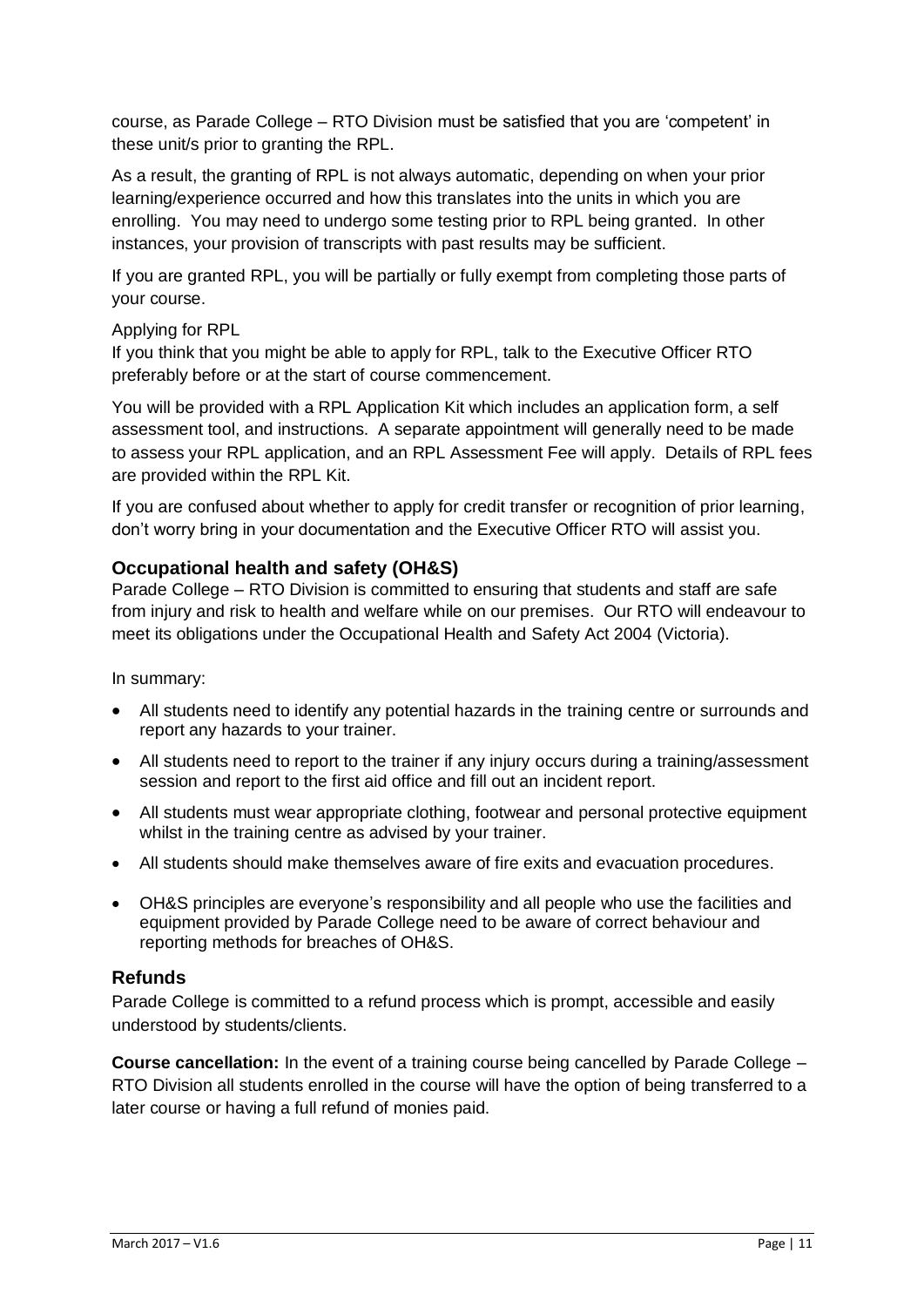course, as Parade College – RTO Division must be satisfied that you are 'competent' in these unit/s prior to granting the RPL.

As a result, the granting of RPL is not always automatic, depending on when your prior learning/experience occurred and how this translates into the units in which you are enrolling. You may need to undergo some testing prior to RPL being granted. In other instances, your provision of transcripts with past results may be sufficient.

If you are granted RPL, you will be partially or fully exempt from completing those parts of your course.

Applying for RPL

If you think that you might be able to apply for RPL, talk to the Executive Officer RTO preferably before or at the start of course commencement.

You will be provided with a RPL Application Kit which includes an application form, a self assessment tool, and instructions. A separate appointment will generally need to be made to assess your RPL application, and an RPL Assessment Fee will apply. Details of RPL fees are provided within the RPL Kit.

If you are confused about whether to apply for credit transfer or recognition of prior learning, don't worry bring in your documentation and the Executive Officer RTO will assist you.

## Occupational health and safety (OH&S)

Parade College – RTO Division is committed to ensuring that students and staff are safe from injury and risk to health and welfare while on our premises. Our RTO will endeavour to meet its obligations under the Occupational Health and Safety Act 2004 (Victoria).

In summary:

- All students need to identify any potential hazards in the training centre or surrounds and report any hazards to your trainer.
- All students need to report to the trainer if any injury occurs during a training/assessment session and report to the first aid office and fill out an incident report.
- All students must wear appropriate clothing, footwear and personal protective equipment whilst in the training centre as advised by your trainer.
- All students should make themselves aware of fire exits and evacuation procedures.
- OH&S principles are everyone's responsibility and all people who use the facilities and equipment provided by Parade College need to be aware of correct behaviour and reporting methods for breaches of OH&S.

## Refunds

Parade College is committed to a refund process which is prompt, accessible and easily understood by students/clients.

**Course cancellation:** In the event of a training course being cancelled by Parade College – RTO Division all students enrolled in the course will have the option of being transferred to a later course or having a full refund of monies paid.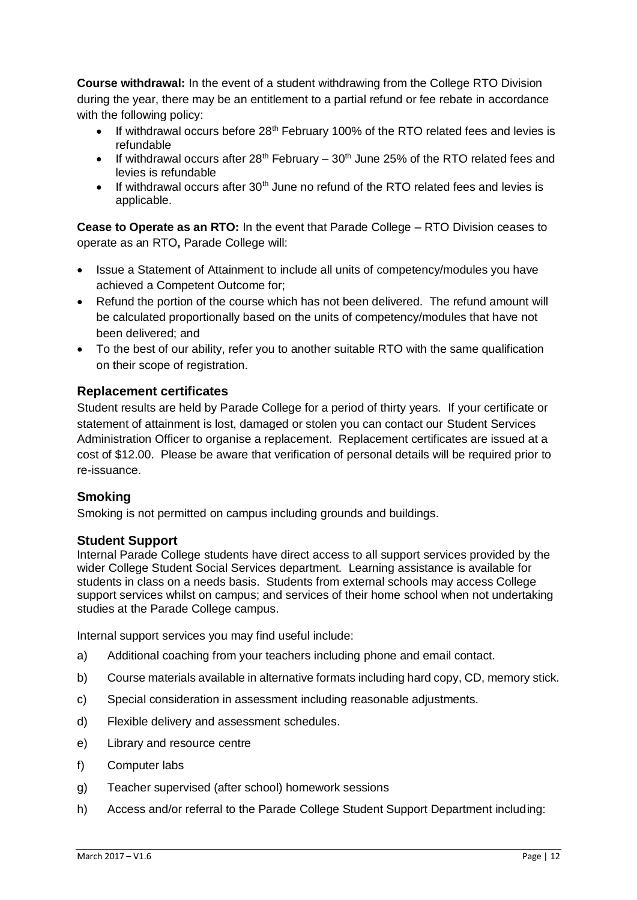**Course withdrawal:** In the event of a student withdrawing from the College RTO Division during the year, there may be an entitlement to a partial refund or fee rebate in accordance with the following policy:

- If withdrawal occurs before 28th February 100% of the RTO related fees and levies is refundable
- If withdrawal occurs after 28th February – 30th June 25% of the RTO related fees and levies is refundable
- If withdrawal occurs after 30th June no refund of the RTO related fees and levies is applicable.

**Cease to Operate as an RTO:** In the event that Parade College – RTO Division ceases to operate as an RTO**,** Parade College will:

- Issue a Statement of Attainment to include all units of competency/modules you have achieved a Competent Outcome for;
- Refund the portion of the course which has not been delivered. The refund amount will be calculated proportionally based on the units of competency/modules that have not been delivered; and
- To the best of our ability, refer you to another suitable RTO with the same qualification on their scope of registration.

## Replacement certificates

Student results are held by Parade College for a period of thirty years. If your certificate or statement of attainment is lost, damaged or stolen you can contact our Student Services Administration Officer to organise a replacement. Replacement certificates are issued at a cost of $12.00. Please be aware that verification of personal details will be required prior to re-issuance.

## Smoking

Smoking is not permitted on campus including grounds and buildings.

## Student Support

Internal Parade College students have direct access to all support services provided by the wider College Student Social Services department. Learning assistance is available for students in class on a needs basis. Students from external schools may access College support services whilst on campus; and services of their home school when not undertaking studies at the Parade College campus.

Internal support services you may find useful include:

a) Additional coaching from your teachers including phone and email contact.

b) Course materials available in alternative formats including hard copy, CD, memory stick.

c) Special consideration in assessment including reasonable adjustments.

d) Flexible delivery and assessment schedules.

e) Library and resource centre

f) Computer labs

g) Teacher supervised (after school) homework sessions

h) Access and/or referral to the Parade College Student Support Department including: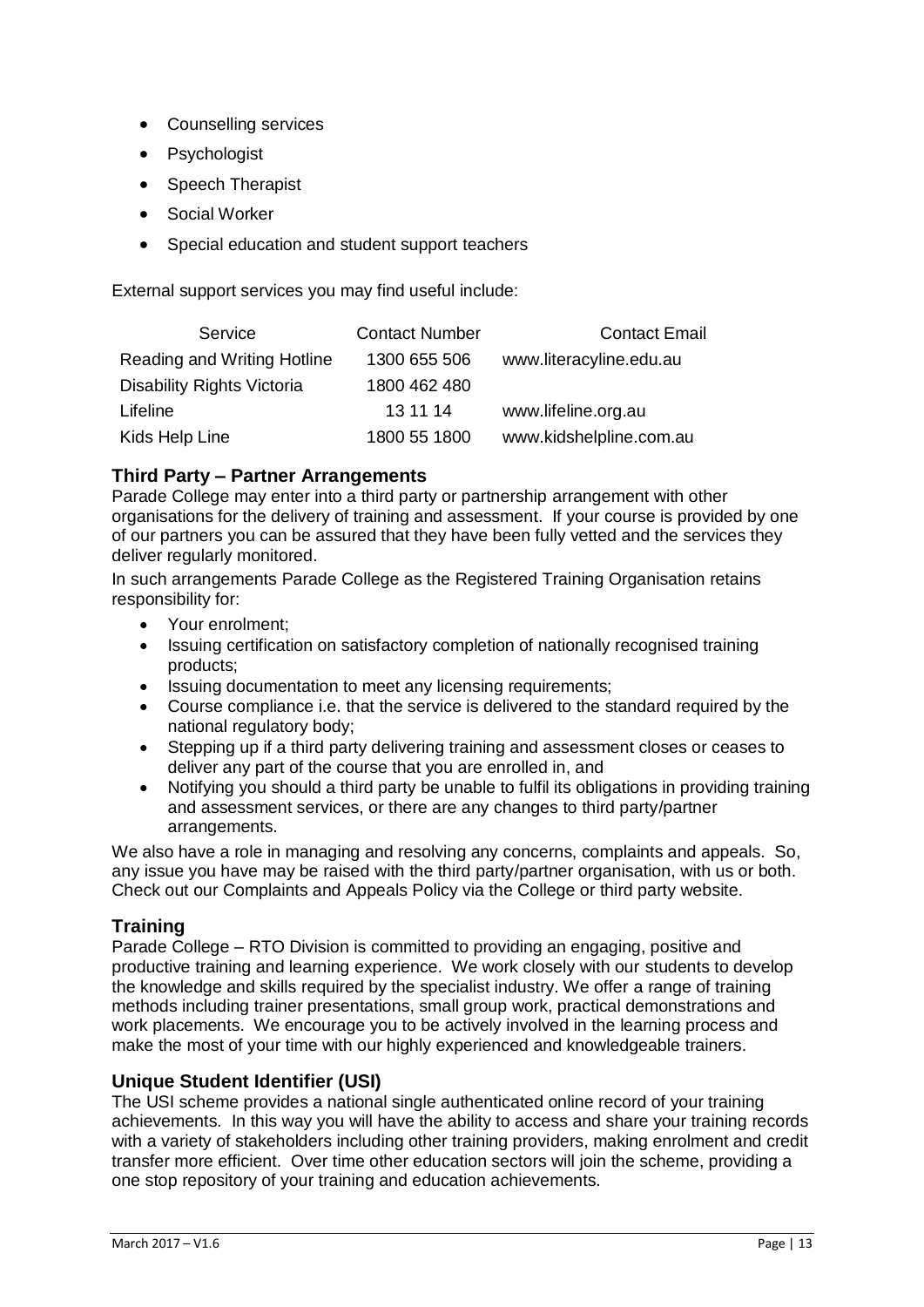- Counselling services
- Psychologist
- Speech Therapist
- Social Worker
- Special education and student support teachers

External support services you may find useful include:

| Service | Contact Number | Contact Email |
| --- | --- | --- |
| Reading and Writing Hotline | 1300 655 506 | www.literacyline.edu.au |
| Disability Rights Victoria | 1800 462 480 | |
| Lifeline | 13 11 14 | www.lifeline.org.au |
| Kids Help Line | 1800 55 1800 | www.kidshelpline.com.au |

## Third Party – Partner Arrangements

Parade College may enter into a third party or partnership arrangement with other organisations for the delivery of training and assessment. If your course is provided by one of our partners you can be assured that they have been fully vetted and the services they deliver regularly monitored.

In such arrangements Parade College as the Registered Training Organisation retains responsibility for:

- Your enrolment;
- Issuing certification on satisfactory completion of nationally recognised training products;
- Issuing documentation to meet any licensing requirements;
- Course compliance i.e. that the service is delivered to the standard required by the national regulatory body;
- Stepping up if a third party delivering training and assessment closes or ceases to deliver any part of the course that you are enrolled in, and
- Notifying you should a third party be unable to fulfil its obligations in providing training and assessment services, or there are any changes to third party/partner arrangements.

We also have a role in managing and resolving any concerns, complaints and appeals. So, any issue you have may be raised with the third party/partner organisation, with us or both. Check out our Complaints and Appeals Policy via the College or third party website.

## Training

Parade College – RTO Division is committed to providing an engaging, positive and productive training and learning experience. We work closely with our students to develop the knowledge and skills required by the specialist industry. We offer a range of training methods including trainer presentations, small group work, practical demonstrations and work placements. We encourage you to be actively involved in the learning process and make the most of your time with our highly experienced and knowledgeable trainers.

## Unique Student Identifier (USI)

The USI scheme provides a national single authenticated online record of your training achievements. In this way you will have the ability to access and share your training records with a variety of stakeholders including other training providers, making enrolment and credit transfer more efficient. Over time other education sectors will join the scheme, providing a one stop repository of your training and education achievements.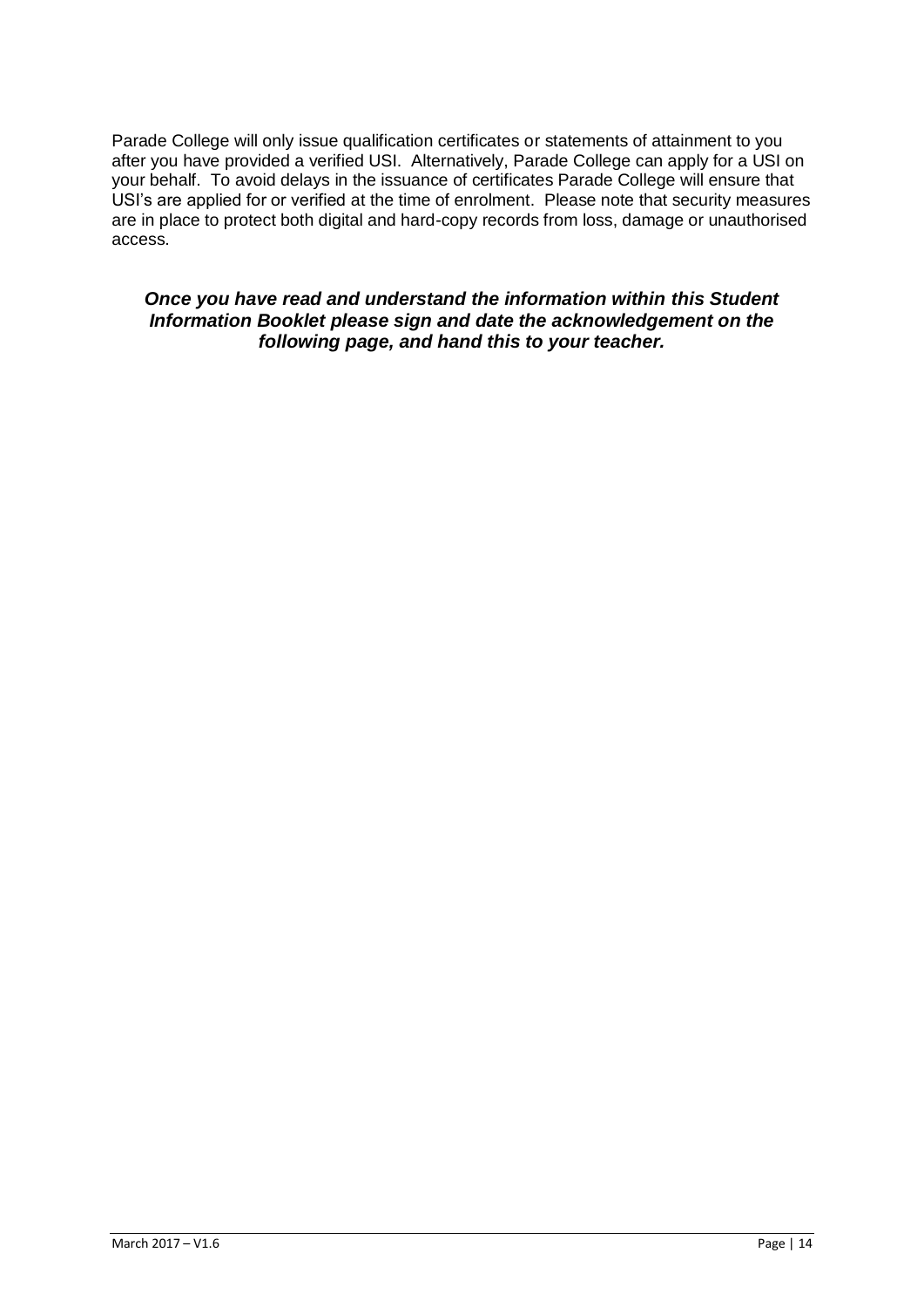Parade College will only issue qualification certificates or statements of attainment to you after you have provided a verified USI. Alternatively, Parade College can apply for a USI on your behalf. To avoid delays in the issuance of certificates Parade College will ensure that USI's are applied for or verified at the time of enrolment. Please note that security measures are in place to protect both digital and hard-copy records from loss, damage or unauthorised access.

***Once you have read and understand the information within this Student Information Booklet please sign and date the acknowledgement on the following page, and hand this to your teacher.***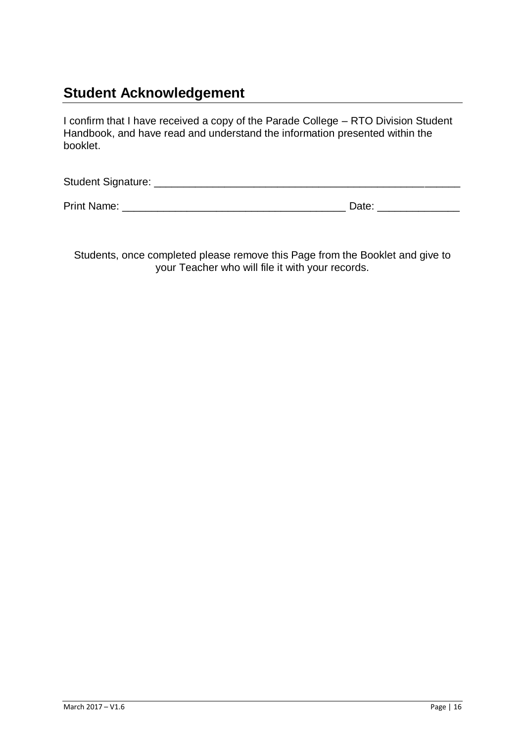## Student Acknowledgement

I confirm that I have received a copy of the Parade College – RTO Division Student Handbook, and have read and understand the information presented within the booklet.

Student Signature: ____________________________________________________

Print Name: _____________________________________ Date: _____________

Students, once completed please remove this Page from the Booklet and give to your Teacher who will file it with your records.